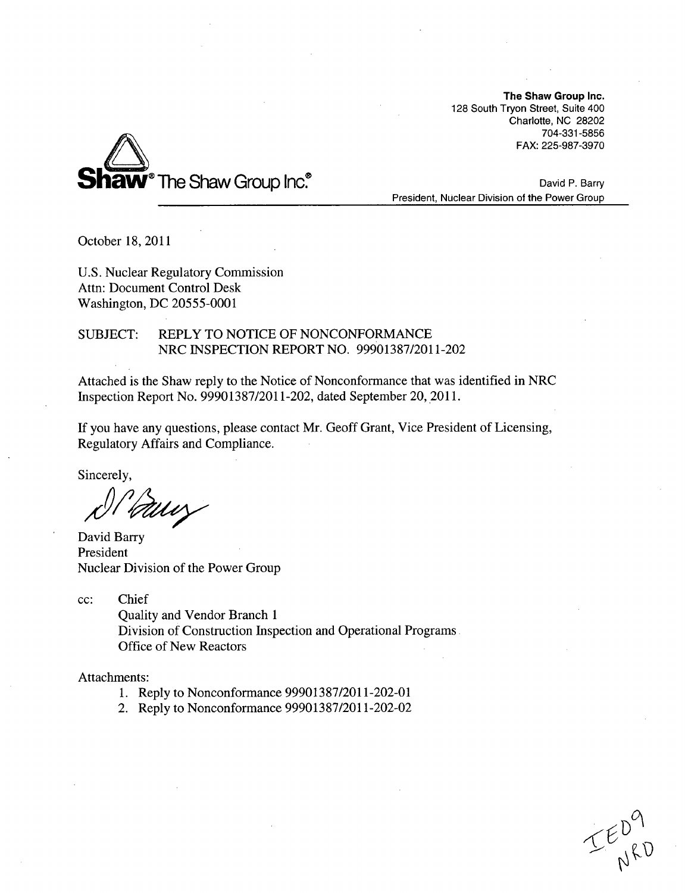**The Shaw Group Inc.**
128 South Tryon Street, Suite 400
Charlotte, NC 28202
704-331-5856
FAX: 225-987-3970

**Shaw**® The Shaw Group Inc.®

David P. Barry
President, Nuclear Division of the Power Group

October 18, 2011

U.S. Nuclear Regulatory Commission
Attn: Document Control Desk
Washington, DC 20555-0001

SUBJECT: REPLY TO NOTICE OF NONCONFORMANCE
NRC INSPECTION REPORT NO. 99901387/2011-202

Attached is the Shaw reply to the Notice of Nonconformance that was identified in NRC Inspection Report No. 99901387/2011-202, dated September 20, 2011.

If you have any questions, please contact Mr. Geoff Grant, Vice President of Licensing, Regulatory Affairs and Compliance.

Sincerely,

David Barry
President
Nuclear Division of the Power Group

cc: Chief
Quality and Vendor Branch 1
Division of Construction Inspection and Operational Programs
Office of New Reactors

Attachments:

1. Reply to Nonconformance 99901387/2011-202-01
2. Reply to Nonconformance 99901387/2011-202-02

IE09
NRO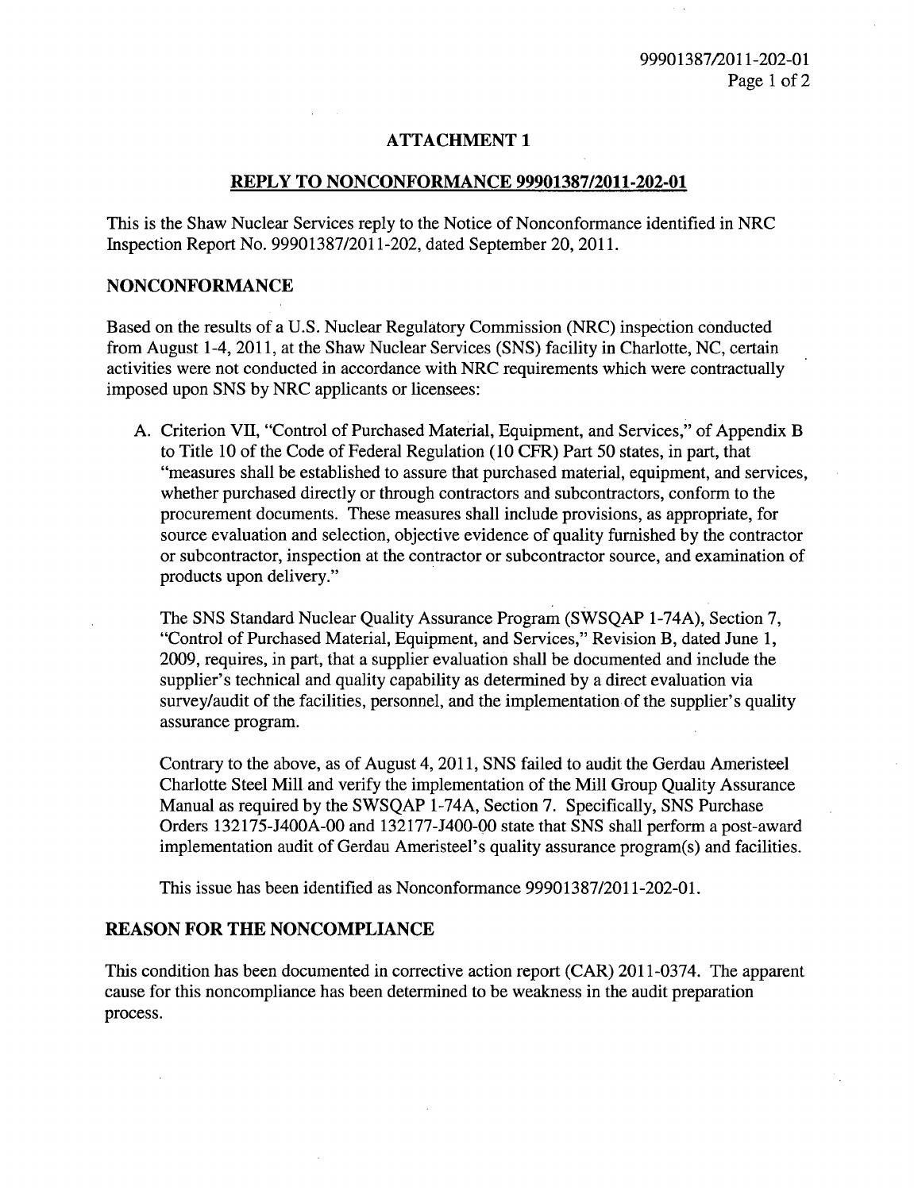## ATTACHMENT 1

## REPLY TO NONCONFORMANCE 99901387/2011-202-01

This is the Shaw Nuclear Services reply to the Notice of Nonconformance identified in NRC Inspection Report No. 99901387/2011-202, dated September 20, 2011.

### NONCONFORMANCE

Based on the results of a U.S. Nuclear Regulatory Commission (NRC) inspection conducted from August 1-4, 2011, at the Shaw Nuclear Services (SNS) facility in Charlotte, NC, certain activities were not conducted in accordance with NRC requirements which were contractually imposed upon SNS by NRC applicants or licensees:

A. Criterion VII, "Control of Purchased Material, Equipment, and Services," of Appendix B to Title 10 of the Code of Federal Regulation (10 CFR) Part 50 states, in part, that "measures shall be established to assure that purchased material, equipment, and services, whether purchased directly or through contractors and subcontractors, conform to the procurement documents. These measures shall include provisions, as appropriate, for source evaluation and selection, objective evidence of quality furnished by the contractor or subcontractor, inspection at the contractor or subcontractor source, and examination of products upon delivery."

   The SNS Standard Nuclear Quality Assurance Program (SWSQAP 1-74A), Section 7, "Control of Purchased Material, Equipment, and Services," Revision B, dated June 1, 2009, requires, in part, that a supplier evaluation shall be documented and include the supplier's technical and quality capability as determined by a direct evaluation via survey/audit of the facilities, personnel, and the implementation of the supplier's quality assurance program.

   Contrary to the above, as of August 4, 2011, SNS failed to audit the Gerdau Ameristeel Charlotte Steel Mill and verify the implementation of the Mill Group Quality Assurance Manual as required by the SWSQAP 1-74A, Section 7. Specifically, SNS Purchase Orders 132175-J400A-00 and 132177-J400-00 state that SNS shall perform a post-award implementation audit of Gerdau Ameristeel's quality assurance program(s) and facilities.

   This issue has been identified as Nonconformance 99901387/2011-202-01.

### REASON FOR THE NONCOMPLIANCE

This condition has been documented in corrective action report (CAR) 2011-0374. The apparent cause for this noncompliance has been determined to be weakness in the audit preparation process.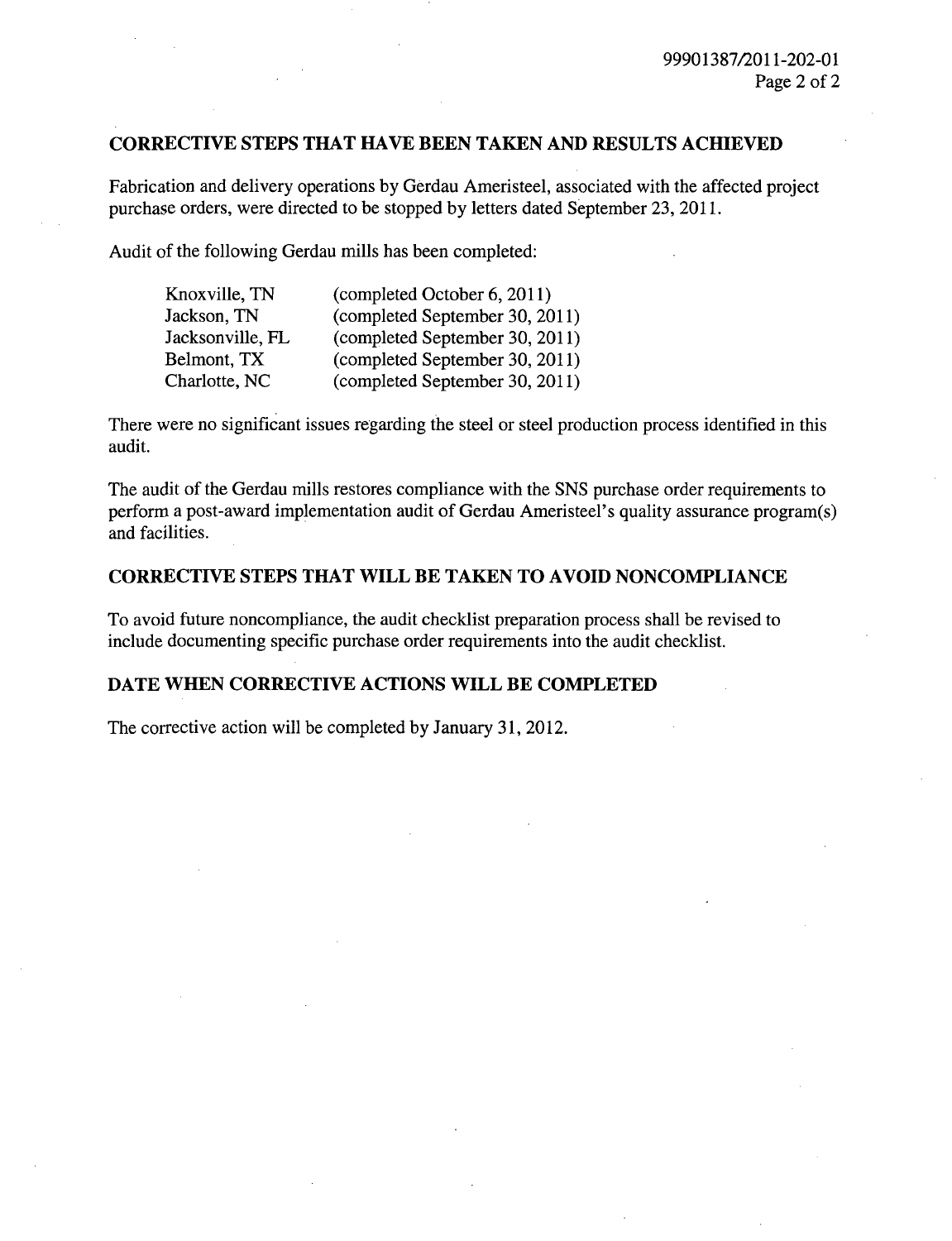## CORRECTIVE STEPS THAT HAVE BEEN TAKEN AND RESULTS ACHIEVED

Fabrication and delivery operations by Gerdau Ameristeel, associated with the affected project purchase orders, were directed to be stopped by letters dated September 23, 2011.

Audit of the following Gerdau mills has been completed:

| | |
|---|---|
| Knoxville, TN | (completed October 6, 2011) |
| Jackson, TN | (completed September 30, 2011) |
| Jacksonville, FL | (completed September 30, 2011) |
| Belmont, TX | (completed September 30, 2011) |
| Charlotte, NC | (completed September 30, 2011) |

There were no significant issues regarding the steel or steel production process identified in this audit.

The audit of the Gerdau mills restores compliance with the SNS purchase order requirements to perform a post-award implementation audit of Gerdau Ameristeel's quality assurance program(s) and facilities.

## CORRECTIVE STEPS THAT WILL BE TAKEN TO AVOID NONCOMPLIANCE

To avoid future noncompliance, the audit checklist preparation process shall be revised to include documenting specific purchase order requirements into the audit checklist.

## DATE WHEN CORRECTIVE ACTIONS WILL BE COMPLETED

The corrective action will be completed by January 31, 2012.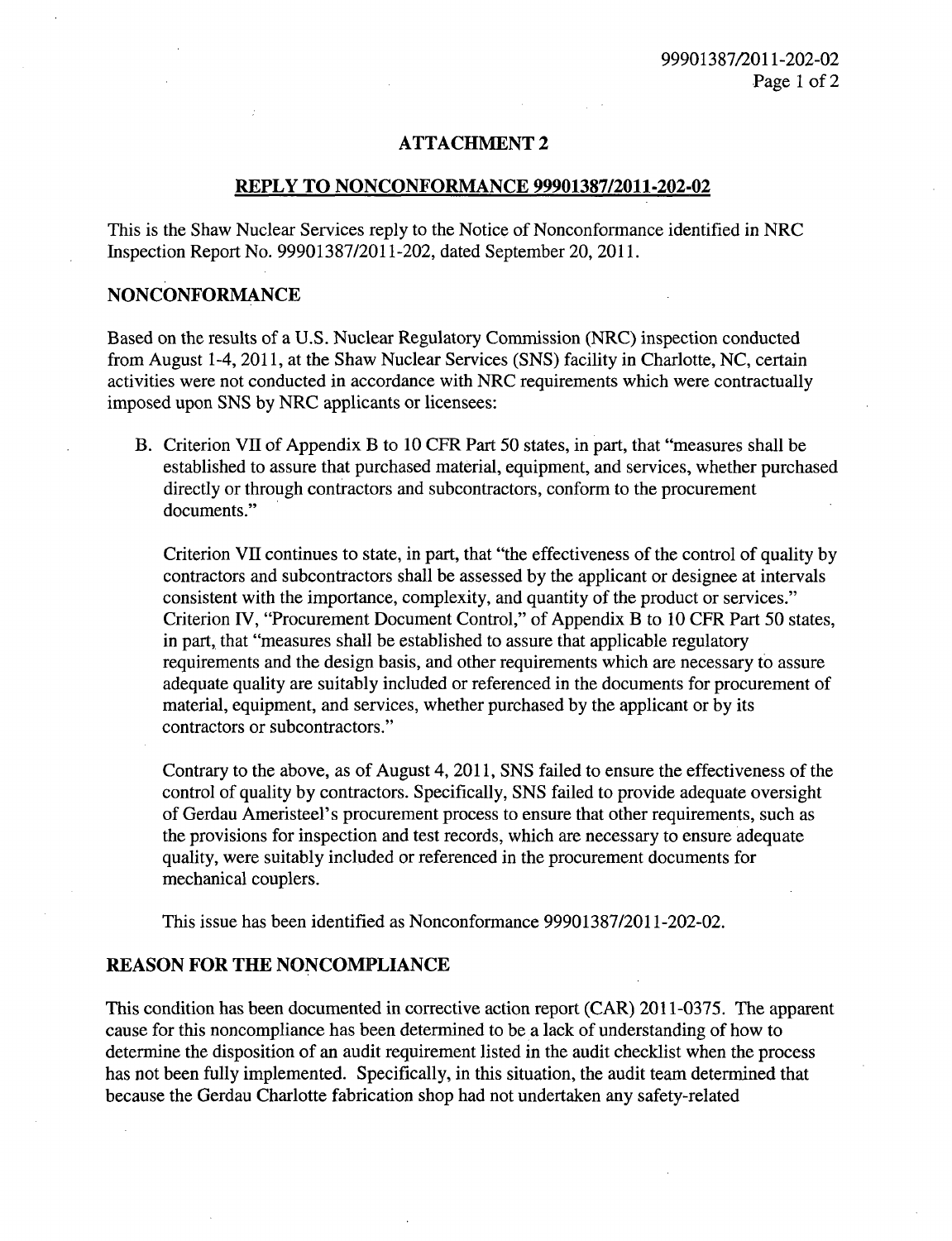## ATTACHMENT 2

## REPLY TO NONCONFORMANCE 99901387/2011-202-02

This is the Shaw Nuclear Services reply to the Notice of Nonconformance identified in NRC Inspection Report No. 99901387/2011-202, dated September 20, 2011.

### NONCONFORMANCE

Based on the results of a U.S. Nuclear Regulatory Commission (NRC) inspection conducted from August 1-4, 2011, at the Shaw Nuclear Services (SNS) facility in Charlotte, NC, certain activities were not conducted in accordance with NRC requirements which were contractually imposed upon SNS by NRC applicants or licensees:

B. Criterion VII of Appendix B to 10 CFR Part 50 states, in part, that "measures shall be established to assure that purchased material, equipment, and services, whether purchased directly or through contractors and subcontractors, conform to the procurement documents."

   Criterion VII continues to state, in part, that "the effectiveness of the control of quality by contractors and subcontractors shall be assessed by the applicant or designee at intervals consistent with the importance, complexity, and quantity of the product or services." Criterion IV, "Procurement Document Control," of Appendix B to 10 CFR Part 50 states, in part, that "measures shall be established to assure that applicable regulatory requirements and the design basis, and other requirements which are necessary to assure adequate quality are suitably included or referenced in the documents for procurement of material, equipment, and services, whether purchased by the applicant or by its contractors or subcontractors."

   Contrary to the above, as of August 4, 2011, SNS failed to ensure the effectiveness of the control of quality by contractors. Specifically, SNS failed to provide adequate oversight of Gerdau Ameristeel's procurement process to ensure that other requirements, such as the provisions for inspection and test records, which are necessary to ensure adequate quality, were suitably included or referenced in the procurement documents for mechanical couplers.

   This issue has been identified as Nonconformance 99901387/2011-202-02.

### REASON FOR THE NONCOMPLIANCE

This condition has been documented in corrective action report (CAR) 2011-0375. The apparent cause for this noncompliance has been determined to be a lack of understanding of how to determine the disposition of an audit requirement listed in the audit checklist when the process has not been fully implemented. Specifically, in this situation, the audit team determined that because the Gerdau Charlotte fabrication shop had not undertaken any safety-related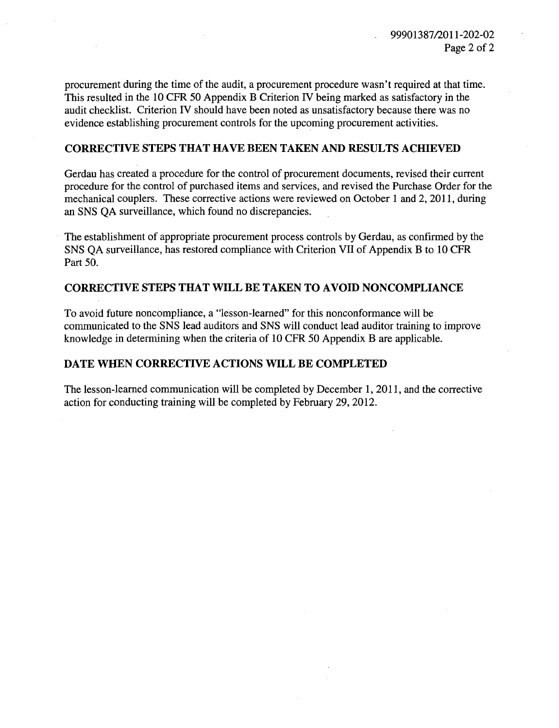procurement during the time of the audit, a procurement procedure wasn't required at that time. This resulted in the 10 CFR 50 Appendix B Criterion IV being marked as satisfactory in the audit checklist. Criterion IV should have been noted as unsatisfactory because there was no evidence establishing procurement controls for the upcoming procurement activities.

## CORRECTIVE STEPS THAT HAVE BEEN TAKEN AND RESULTS ACHIEVED

Gerdau has created a procedure for the control of procurement documents, revised their current procedure for the control of purchased items and services, and revised the Purchase Order for the mechanical couplers. These corrective actions were reviewed on October 1 and 2, 2011, during an SNS QA surveillance, which found no discrepancies.

The establishment of appropriate procurement process controls by Gerdau, as confirmed by the SNS QA surveillance, has restored compliance with Criterion VII of Appendix B to 10 CFR Part 50.

## CORRECTIVE STEPS THAT WILL BE TAKEN TO AVOID NONCOMPLIANCE

To avoid future noncompliance, a "lesson-learned" for this nonconformance will be communicated to the SNS lead auditors and SNS will conduct lead auditor training to improve knowledge in determining when the criteria of 10 CFR 50 Appendix B are applicable.

## DATE WHEN CORRECTIVE ACTIONS WILL BE COMPLETED

The lesson-learned communication will be completed by December 1, 2011, and the corrective action for conducting training will be completed by February 29, 2012.